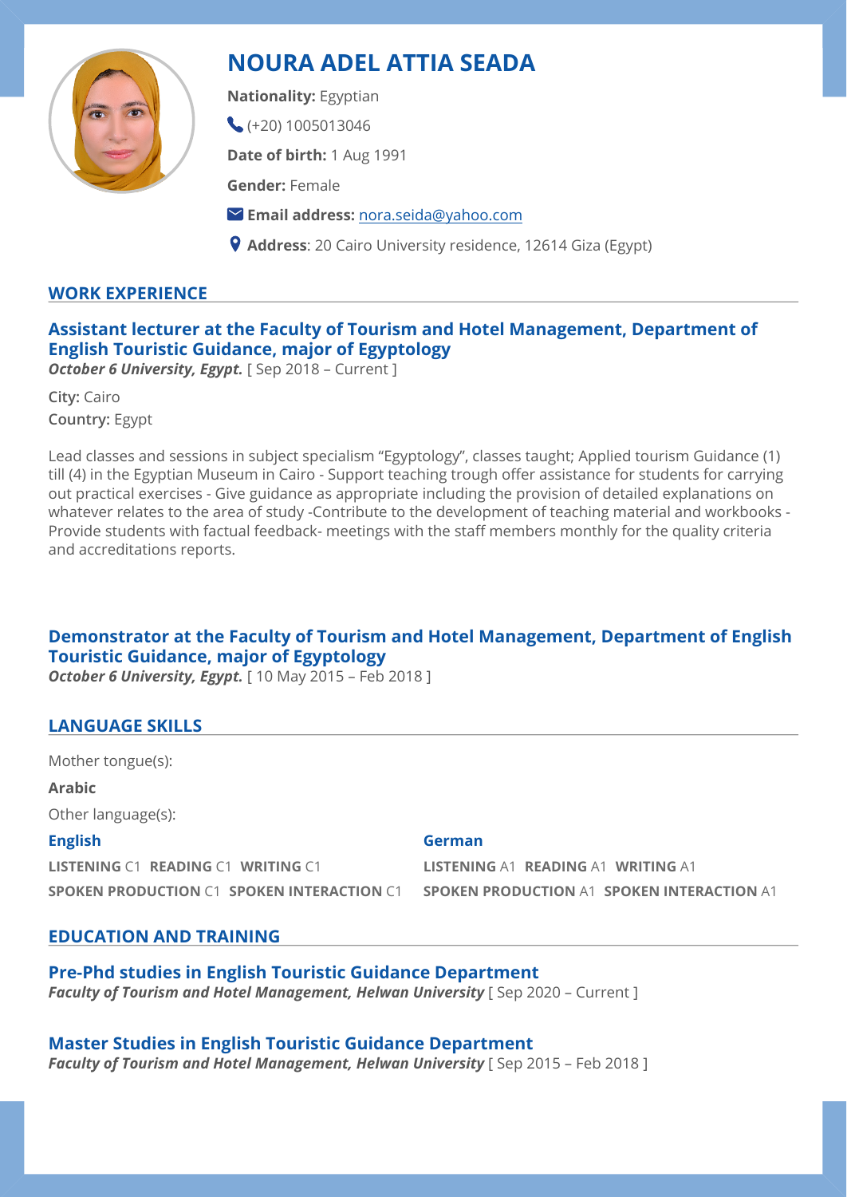# NOURA ADEL ATTIA SEADA

**Nationality:** Egyptian

(+20) 1005013046

**Date of birth:** 1 Aug 1991

**Gender:** Female

**Email address:** nora.seida@yahoo.com

**Address**: 20 Cairo University residence, 12614 Giza (Egypt)

## WORK EXPERIENCE

### Assistant lecturer at the Faculty of Tourism and Hotel Management, Department of English Touristic Guidance, major of Egyptology

***October 6 University, Egypt.*** [ Sep 2018 – Current ]

**City:** Cairo

**Country:** Egypt

Lead classes and sessions in subject specialism "Egyptology", classes taught; Applied tourism Guidance (1) till (4) in the Egyptian Museum in Cairo - Support teaching trough offer assistance for students for carrying out practical exercises - Give guidance as appropriate including the provision of detailed explanations on whatever relates to the area of study -Contribute to the development of teaching material and workbooks - Provide students with factual feedback- meetings with the staff members monthly for the quality criteria and accreditations reports.

### Demonstrator at the Faculty of Tourism and Hotel Management, Department of English Touristic Guidance, major of Egyptology

***October 6 University, Egypt.*** [ 10 May 2015 – Feb 2018 ]

## LANGUAGE SKILLS

Mother tongue(s):

**Arabic**

Other language(s):

**English**

**LISTENING** C1 **READING** C1 **WRITING** C1

**SPOKEN PRODUCTION** C1 **SPOKEN INTERACTION** C1

**German**

**LISTENING** A1 **READING** A1 **WRITING** A1

**SPOKEN PRODUCTION** A1 **SPOKEN INTERACTION** A1

## EDUCATION AND TRAINING

### Pre-Phd studies in English Touristic Guidance Department

***Faculty of Tourism and Hotel Management, Helwan University*** [ Sep 2020 – Current ]

### Master Studies in English Touristic Guidance Department

***Faculty of Tourism and Hotel Management, Helwan University*** [ Sep 2015 – Feb 2018 ]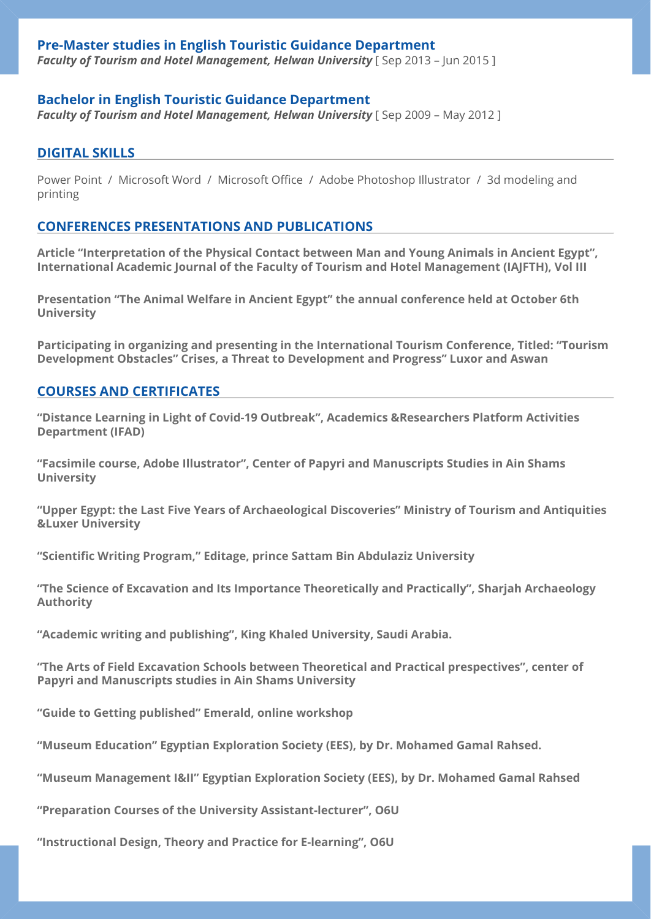### Pre-Master studies in English Touristic Guidance Department

***Faculty of Tourism and Hotel Management, Helwan University*** [ Sep 2013 – Jun 2015 ]

### Bachelor in English Touristic Guidance Department

***Faculty of Tourism and Hotel Management, Helwan University*** [ Sep 2009 – May 2012 ]

## DIGITAL SKILLS

Power Point / Microsoft Word / Microsoft Office / Adobe Photoshop Illustrator / 3d modeling and printing

## CONFERENCES PRESENTATIONS AND PUBLICATIONS

**Article "Interpretation of the Physical Contact between Man and Young Animals in Ancient Egypt", International Academic Journal of the Faculty of Tourism and Hotel Management (IAJFTH), Vol III**

**Presentation "The Animal Welfare in Ancient Egypt" the annual conference held at October 6th University**

**Participating in organizing and presenting in the International Tourism Conference, Titled: "Tourism Development Obstacles" Crises, a Threat to Development and Progress" Luxor and Aswan**

## COURSES AND CERTIFICATES

**"Distance Learning in Light of Covid-19 Outbreak", Academics &Researchers Platform Activities Department (IFAD)**

**"Facsimile course, Adobe Illustrator", Center of Papyri and Manuscripts Studies in Ain Shams University**

**"Upper Egypt: the Last Five Years of Archaeological Discoveries" Ministry of Tourism and Antiquities &Luxer University**

**"Scientific Writing Program," Editage, prince Sattam Bin Abdulaziz University**

**"The Science of Excavation and Its Importance Theoretically and Practically", Sharjah Archaeology Authority**

**"Academic writing and publishing", King Khaled University, Saudi Arabia.**

**"The Arts of Field Excavation Schools between Theoretical and Practical prespectives", center of Papyri and Manuscripts studies in Ain Shams University**

**"Guide to Getting published" Emerald, online workshop**

**"Museum Education" Egyptian Exploration Society (EES), by Dr. Mohamed Gamal Rahsed.**

**"Museum Management I&II" Egyptian Exploration Society (EES), by Dr. Mohamed Gamal Rahsed**

**"Preparation Courses of the University Assistant-lecturer", O6U**

**"Instructional Design, Theory and Practice for E-learning", O6U**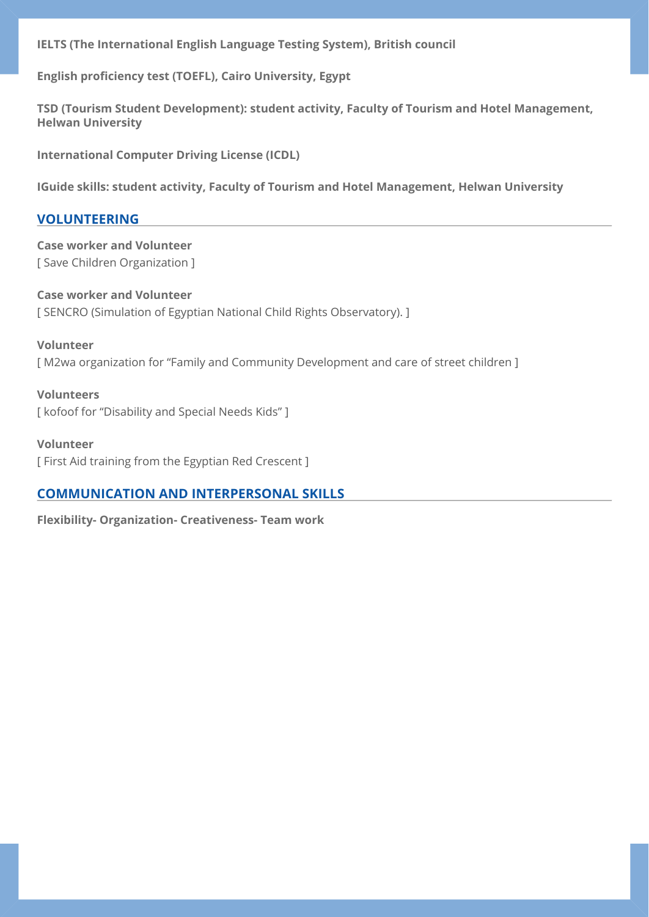**IELTS (The International English Language Testing System), British council**

**English proficiency test (TOEFL), Cairo University, Egypt**

**TSD (Tourism Student Development): student activity, Faculty of Tourism and Hotel Management, Helwan University**

**International Computer Driving License (ICDL)**

**IGuide skills: student activity, Faculty of Tourism and Hotel Management, Helwan University**

## VOLUNTEERING

**Case worker and Volunteer**
[ Save Children Organization ]

**Case worker and Volunteer**
[ SENCRO (Simulation of Egyptian National Child Rights Observatory). ]

**Volunteer**
[ M2wa organization for "Family and Community Development and care of street children ]

**Volunteers**
[ kofoof for "Disability and Special Needs Kids" ]

**Volunteer**
[ First Aid training from the Egyptian Red Crescent ]

## COMMUNICATION AND INTERPERSONAL SKILLS

**Flexibility- Organization- Creativeness- Team work**